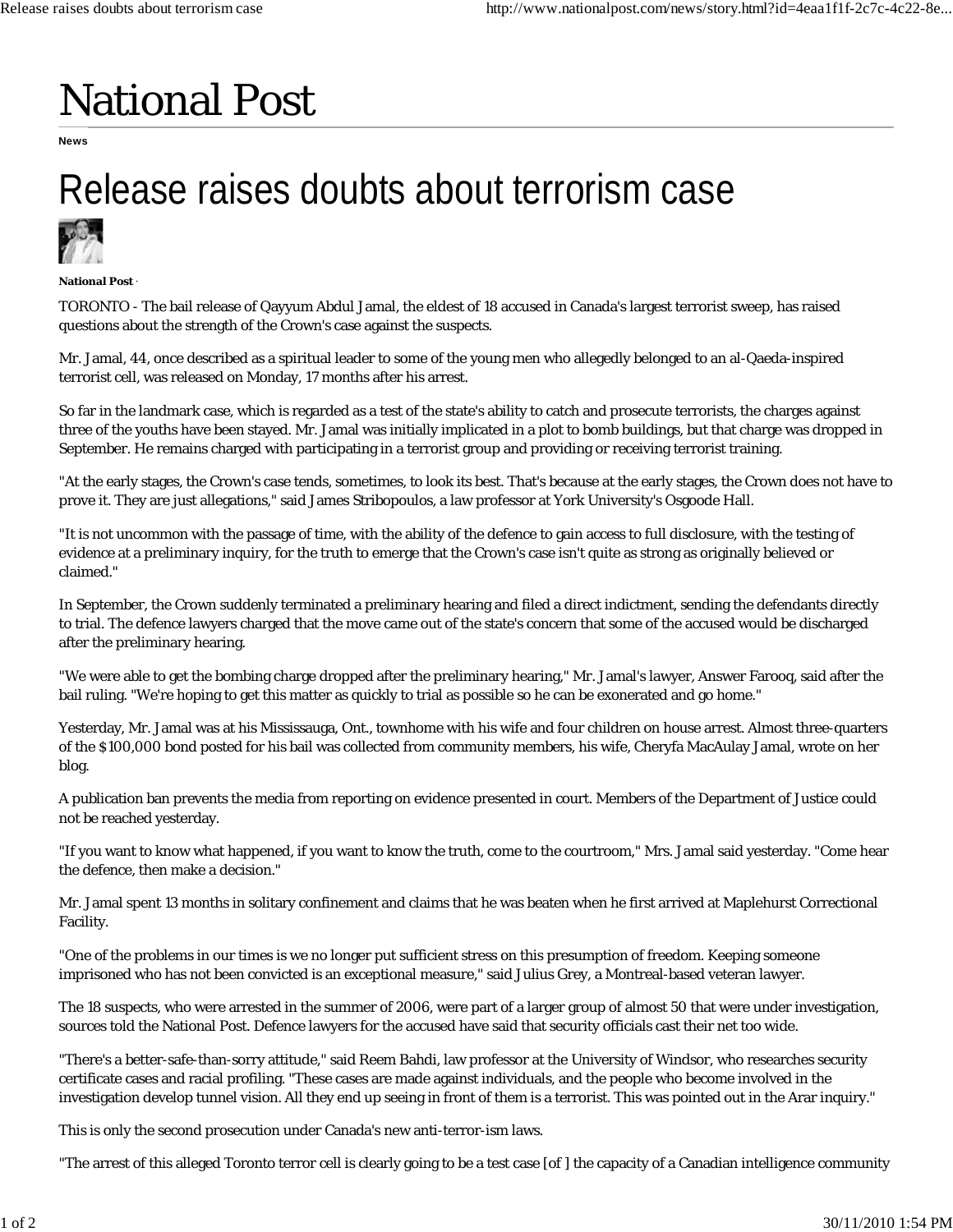# National Post

**News**

# Release raises doubts about terrorism case

**National Post** ·

TORONTO - The bail release of Qayyum Abdul Jamal, the eldest of 18 accused in Canada's largest terrorist sweep, has raised questions about the strength of the Crown's case against the suspects.

Mr. Jamal, 44, once described as a spiritual leader to some of the young men who allegedly belonged to an al-Qaeda-inspired terrorist cell, was released on Monday, 17 months after his arrest.

So far in the landmark case, which is regarded as a test of the state's ability to catch and prosecute terrorists, the charges against three of the youths have been stayed. Mr. Jamal was initially implicated in a plot to bomb buildings, but that charge was dropped in September. He remains charged with participating in a terrorist group and providing or receiving terrorist training.

"At the early stages, the Crown's case tends, sometimes, to look its best. That's because at the early stages, the Crown does not have to prove it. They are just allegations," said James Stribopoulos, a law professor at York University's Osgoode Hall.

"It is not uncommon with the passage of time, with the ability of the defence to gain access to full disclosure, with the testing of evidence at a preliminary inquiry, for the truth to emerge that the Crown's case isn't quite as strong as originally believed or claimed."

In September, the Crown suddenly terminated a preliminary hearing and filed a direct indictment, sending the defendants directly to trial. The defence lawyers charged that the move came out of the state's concern that some of the accused would be discharged after the preliminary hearing.

"We were able to get the bombing charge dropped after the preliminary hearing," Mr. Jamal's lawyer, Answer Farooq, said after the bail ruling. "We're hoping to get this matter as quickly to trial as possible so he can be exonerated and go home."

Yesterday, Mr. Jamal was at his Mississauga, Ont., townhome with his wife and four children on house arrest. Almost three-quarters of the $100,000 bond posted for his bail was collected from community members, his wife, Cheryfa MacAulay Jamal, wrote on her blog.

A publication ban prevents the media from reporting on evidence presented in court. Members of the Department of Justice could not be reached yesterday.

"If you want to know what happened, if you want to know the truth, come to the courtroom," Mrs. Jamal said yesterday. "Come hear the defence, then make a decision."

Mr. Jamal spent 13 months in solitary confinement and claims that he was beaten when he first arrived at Maplehurst Correctional Facility.

"One of the problems in our times is we no longer put sufficient stress on this presumption of freedom. Keeping someone imprisoned who has not been convicted is an exceptional measure," said Julius Grey, a Montreal-based veteran lawyer.

The 18 suspects, who were arrested in the summer of 2006, were part of a larger group of almost 50 that were under investigation, sources told the National Post. Defence lawyers for the accused have said that security officials cast their net too wide.

"There's a better-safe-than-sorry attitude," said Reem Bahdi, law professor at the University of Windsor, who researches security certificate cases and racial profiling. "These cases are made against individuals, and the people who become involved in the investigation develop tunnel vision. All they end up seeing in front of them is a terrorist. This was pointed out in the Arar inquiry."

This is only the second prosecution under Canada's new anti-terror-ism laws.

"The arrest of this alleged Toronto terror cell is clearly going to be a test case [of ] the capacity of a Canadian intelligence community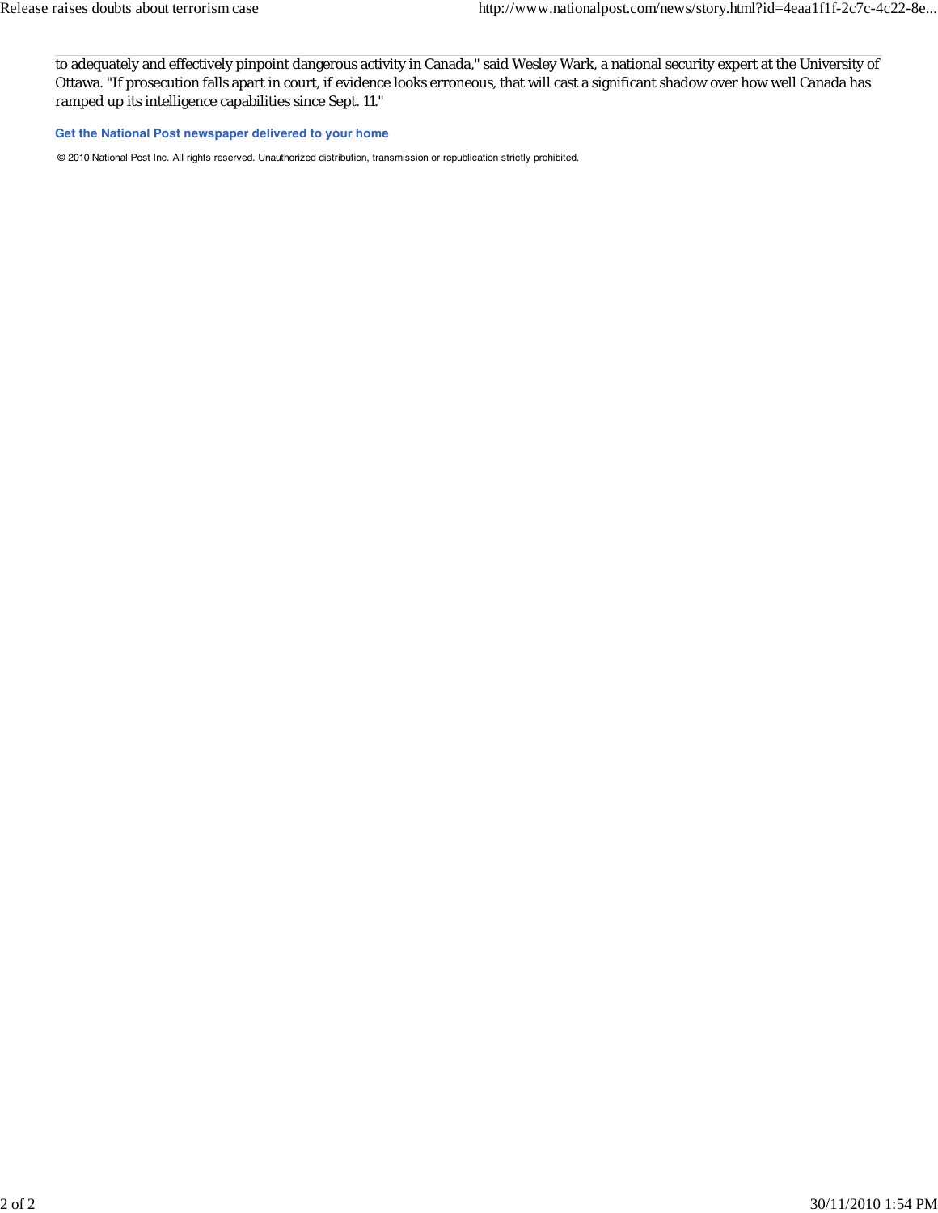to adequately and effectively pinpoint dangerous activity in Canada," said Wesley Wark, a national security expert at the University of Ottawa. "If prosecution falls apart in court, if evidence looks erroneous, that will cast a significant shadow over how well Canada has ramped up its intelligence capabilities since Sept. 11."

**Get the National Post newspaper delivered to your home**

© 2010 National Post Inc. All rights reserved. Unauthorized distribution, transmission or republication strictly prohibited.